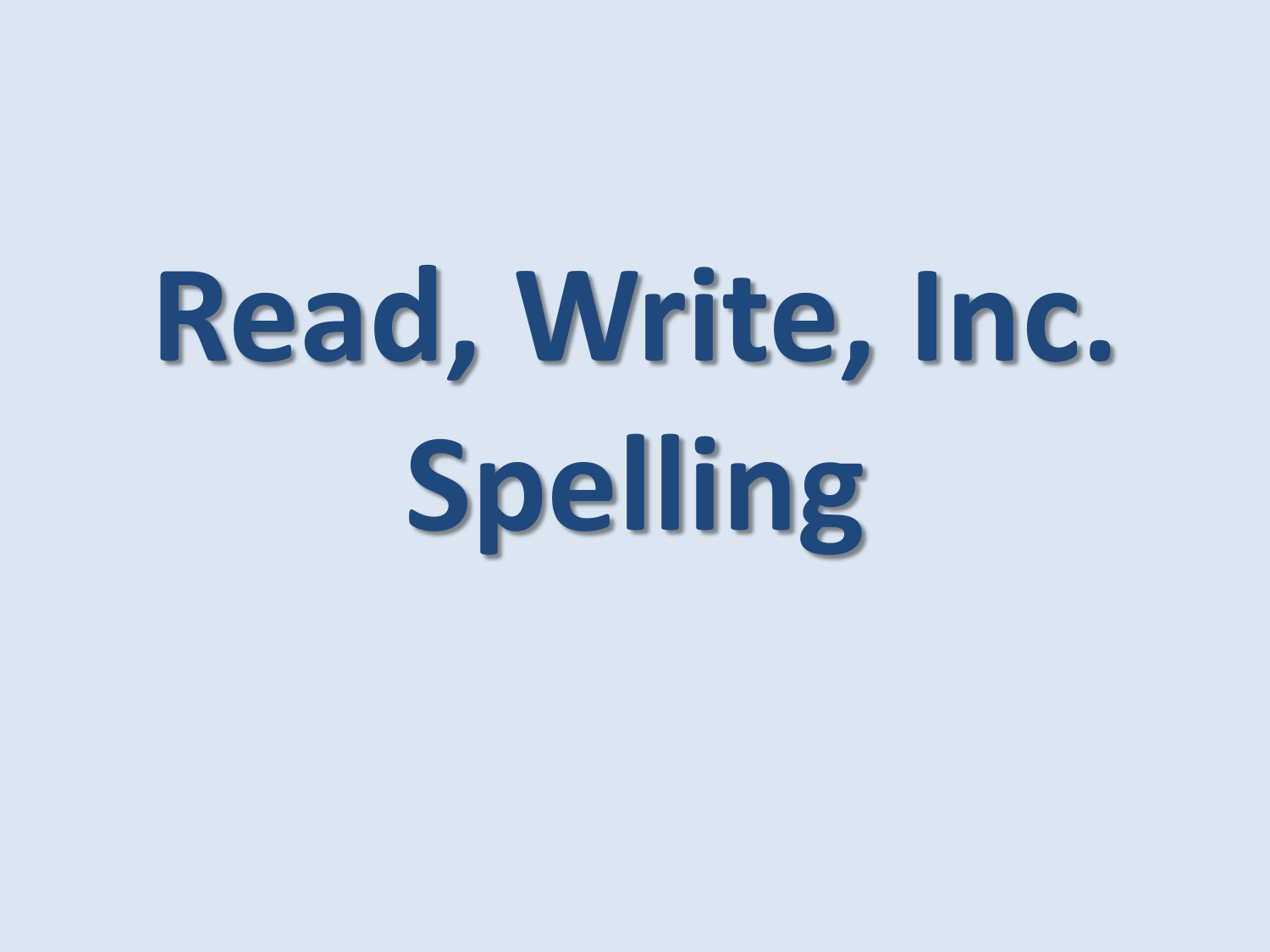# Read, Write, Inc. Spelling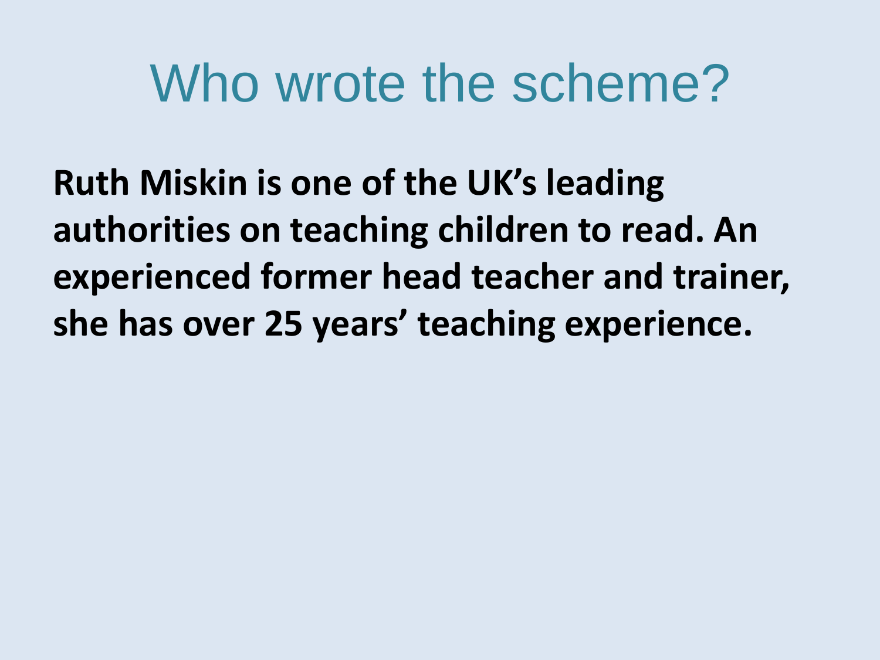# Who wrote the scheme?

**Ruth Miskin is one of the UK's leading authorities on teaching children to read. An experienced former head teacher and trainer, she has over 25 years' teaching experience.**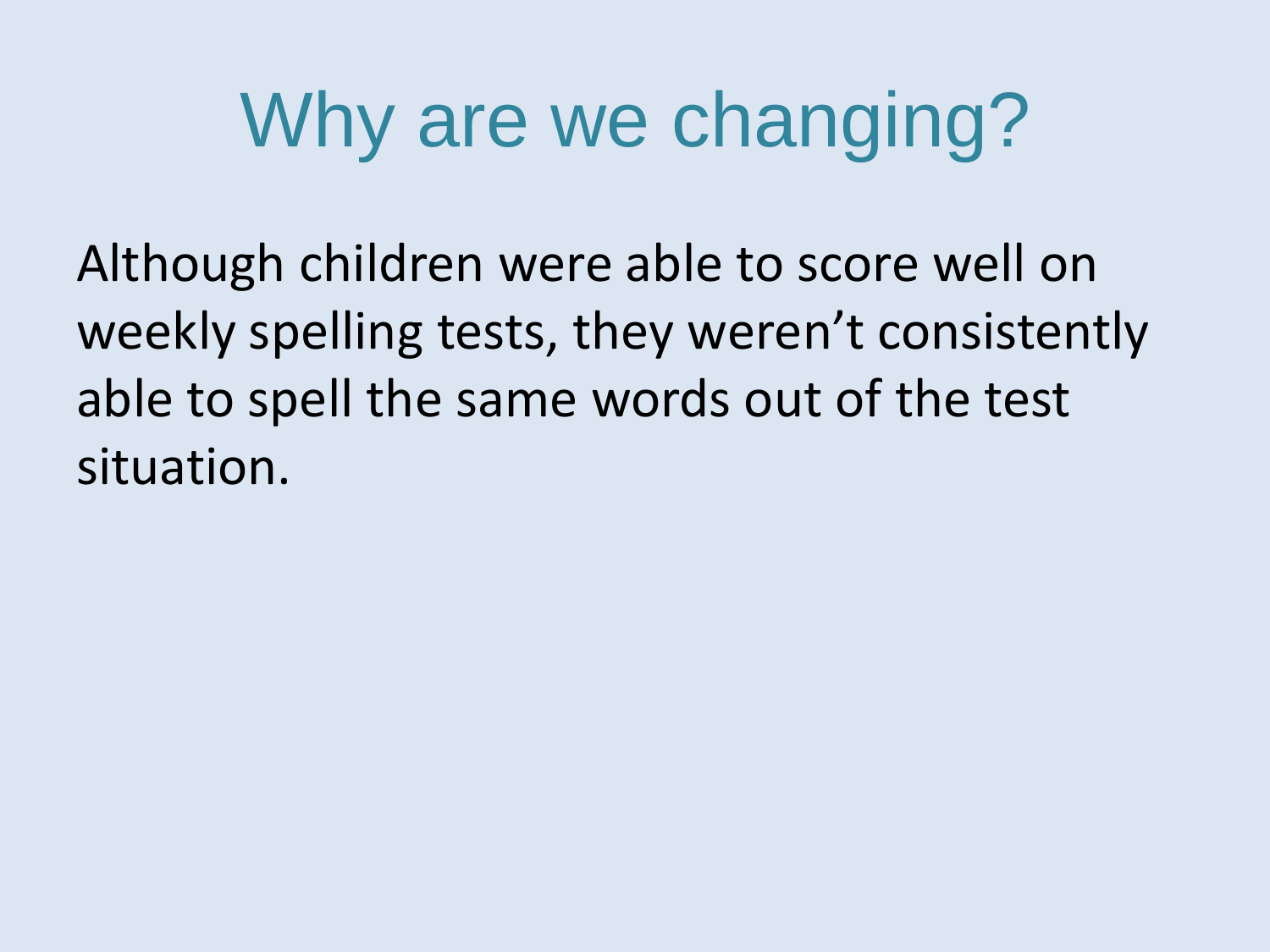# Why are we changing?

Although children were able to score well on weekly spelling tests, they weren’t consistently able to spell the same words out of the test situation.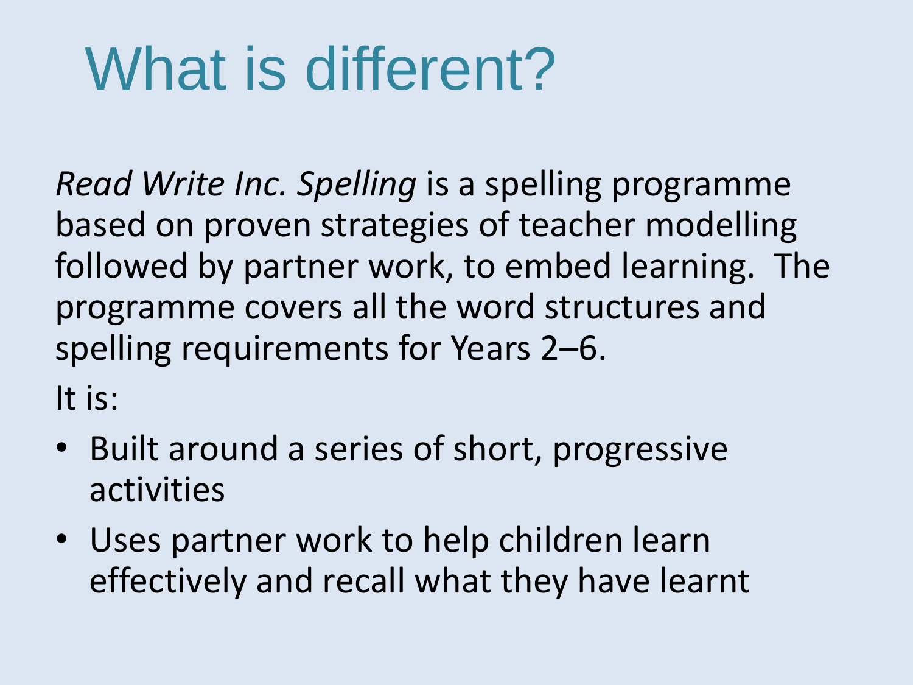# What is different?

*Read Write Inc. Spelling* is a spelling programme based on proven strategies of teacher modelling followed by partner work, to embed learning. The programme covers all the word structures and spelling requirements for Years 2–6.

It is:

- Built around a series of short, progressive activities
- Uses partner work to help children learn effectively and recall what they have learnt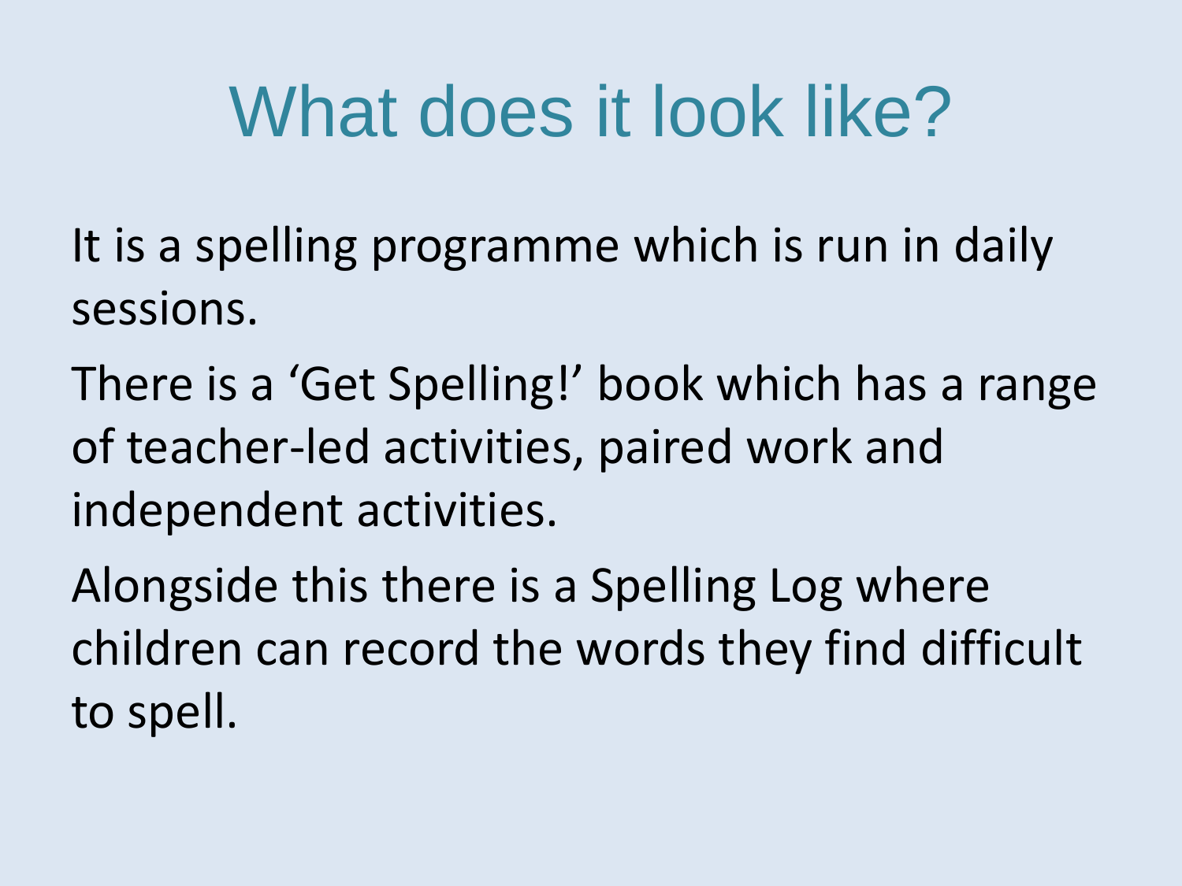# What does it look like?

It is a spelling programme which is run in daily sessions.

There is a ‘Get Spelling!’ book which has a range of teacher-led activities, paired work and independent activities.

Alongside this there is a Spelling Log where children can record the words they find difficult to spell.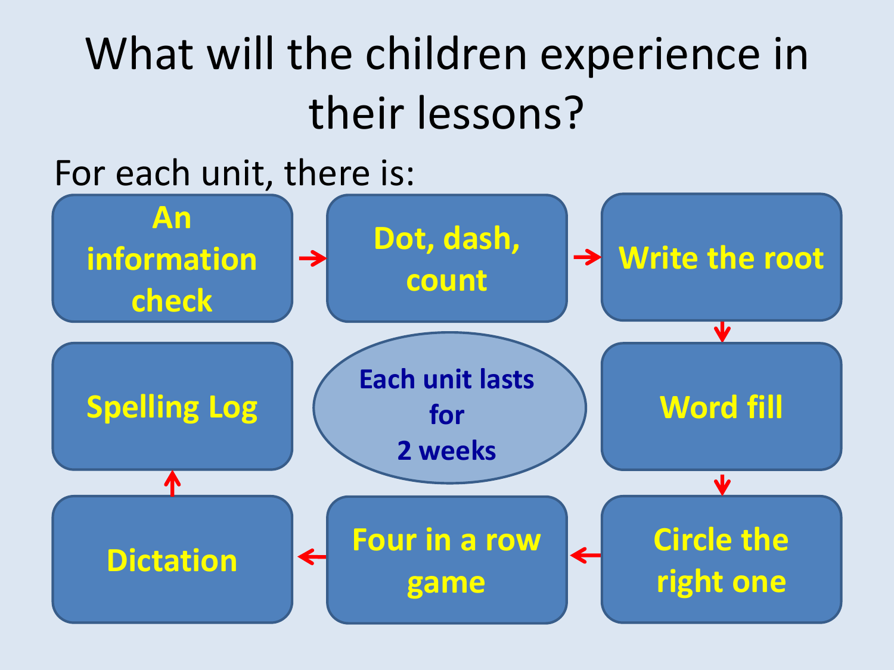# What will the children experience in their lessons?

For each unit, there is:

1. An information check
2. Dot, dash, count
3. Write the root
4. Word fill
5. Circle the right one
6. Four in a row game
7. Dictation
8. Spelling Log

**Each unit lasts for 2 weeks**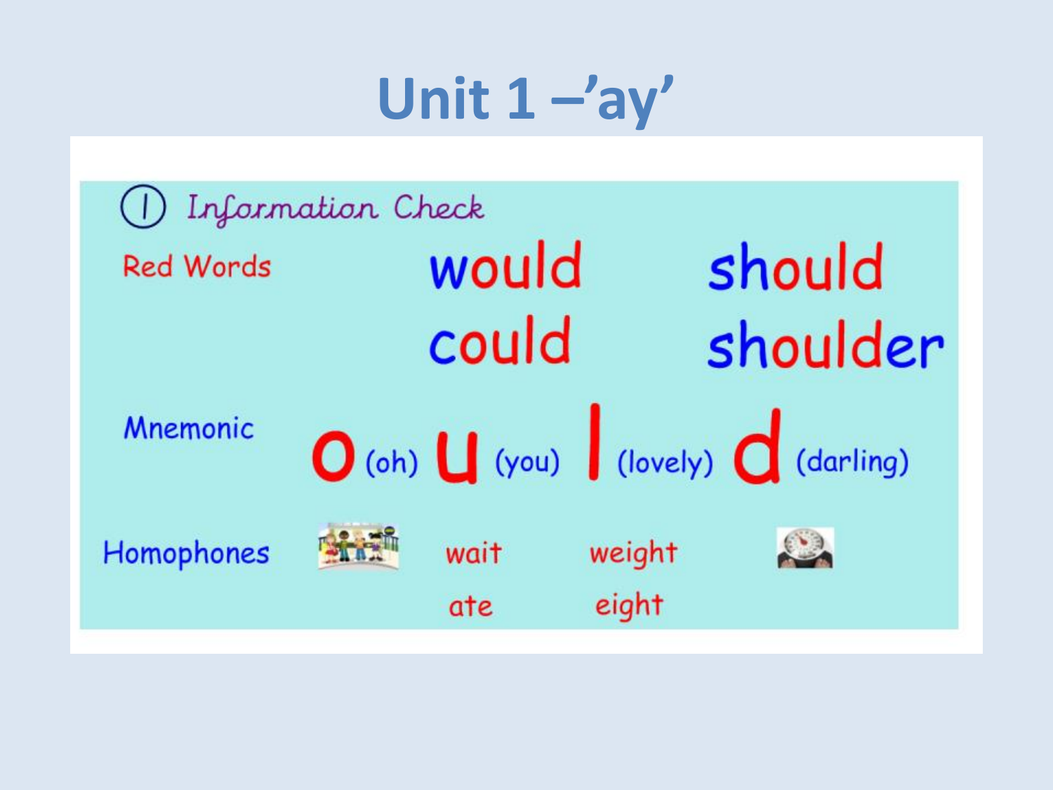# Unit 1 –'ay'

① Information Check

| | | |
|---|---|---|
| Red Words | would | should |
| | could | shoulder |

Mnemonic: **o** (oh) **u** (you) **l** (lovely) **d** (darling)

| | | |
|---|---|---|
| Homophones | wait | weight |
| | ate | eight |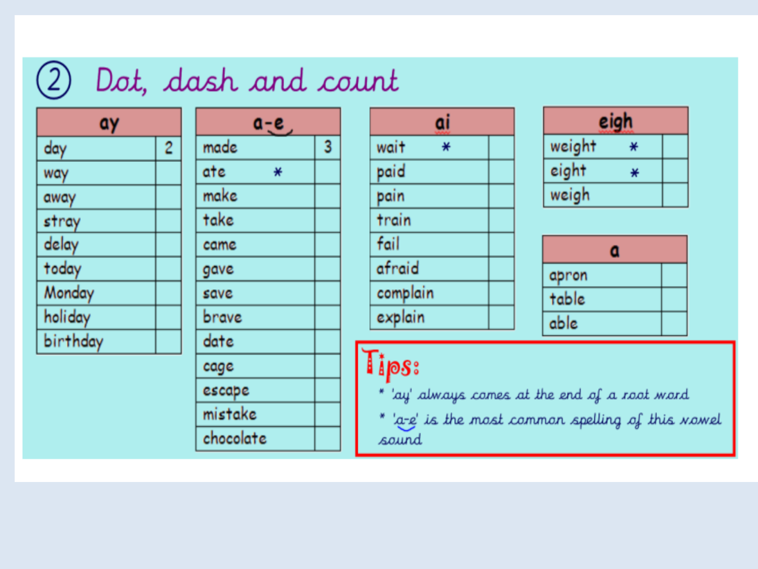## ② Dot, dash and count

| ay | |
|---|---|
| day | 2 |
| way | |
| away | |
| stray | |
| delay | |
| today | |
| Monday | |
| holiday | |
| birthday | |

| a-e | |
|---|---|
| made | 3 |
| ate * | |
| make | |
| take | |
| came | |
| gave | |
| save | |
| brave | |
| date | |
| cage | |
| escape | |
| mistake | |
| chocolate | |

| ai | |
|---|---|
| wait * | |
| paid | |
| pain | |
| train | |
| fail | |
| afraid | |
| complain | |
| explain | |

| eigh | |
|---|---|
| weight * | |
| eight * | |
| weigh | |

| a | |
|---|---|
| apron | |
| table | |
| able | |

**Tips:**

* 'ay' always comes at the end of a root word
* 'a-e' is the most common spelling of this vowel sound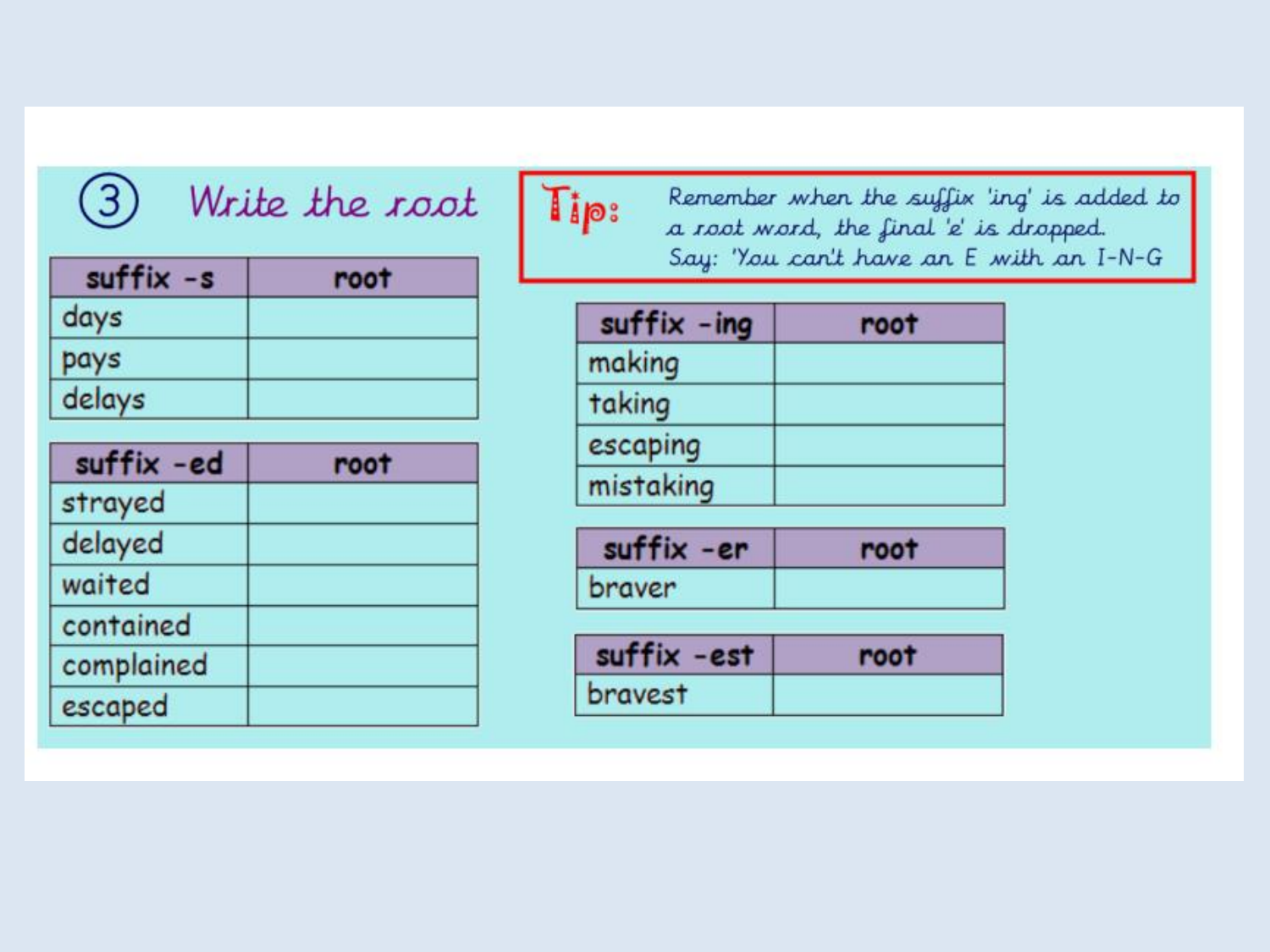## ③ Write the root

| suffix -s | root |
| --- | --- |
| days | |
| pays | |
| delays | |

| suffix -ed | root |
| --- | --- |
| strayed | |
| delayed | |
| waited | |
| contained | |
| complained | |
| escaped | |

**Tip:** Remember when the suffix 'ing' is added to a root word, the final 'e' is dropped. Say: 'You can't have an E with an I-N-G

| suffix -ing | root |
| --- | --- |
| making | |
| taking | |
| escaping | |
| mistaking | |

| suffix -er | root |
| --- | --- |
| braver | |

| suffix -est | root |
| --- | --- |
| bravest | |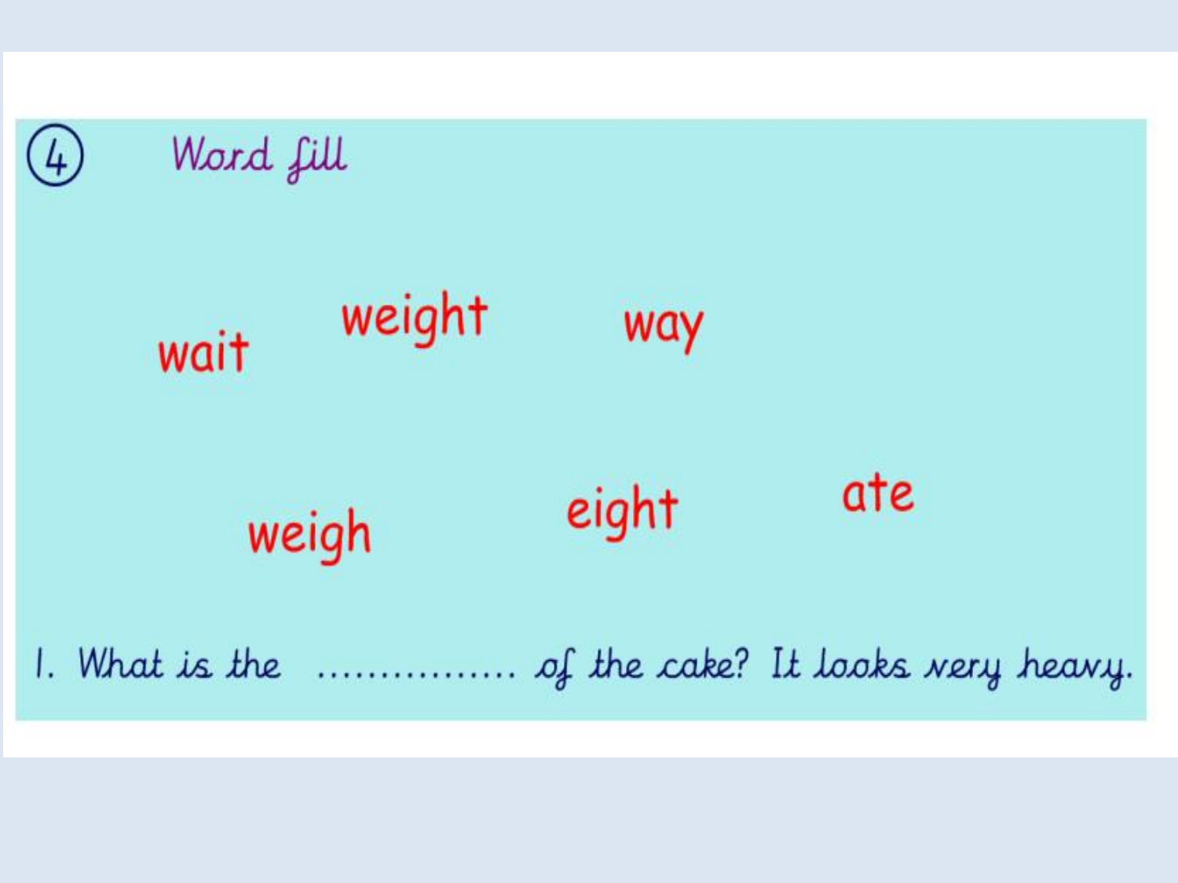## ④ Word fill

wait  weight  way

weigh  eight  ate

1. What is the ............... of the cake? It looks very heavy.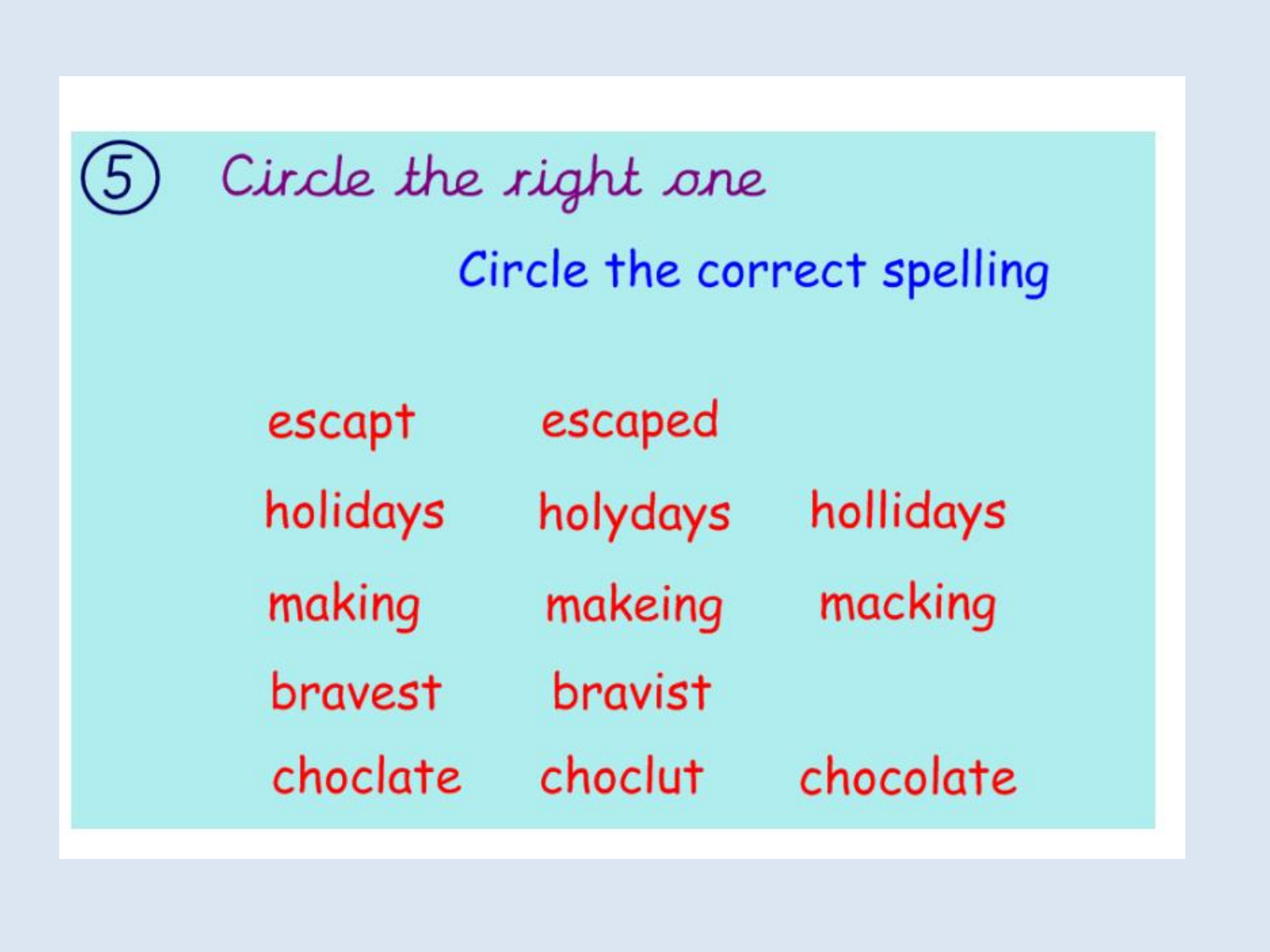# ⑤ Circle the right one

Circle the correct spelling

| | | |
|---|---|---|
| escapt | escaped | |
| holidays | holydays | hollidays |
| making | makeing | macking |
| bravest | bravist | |
| choclate | choclut | chocolate |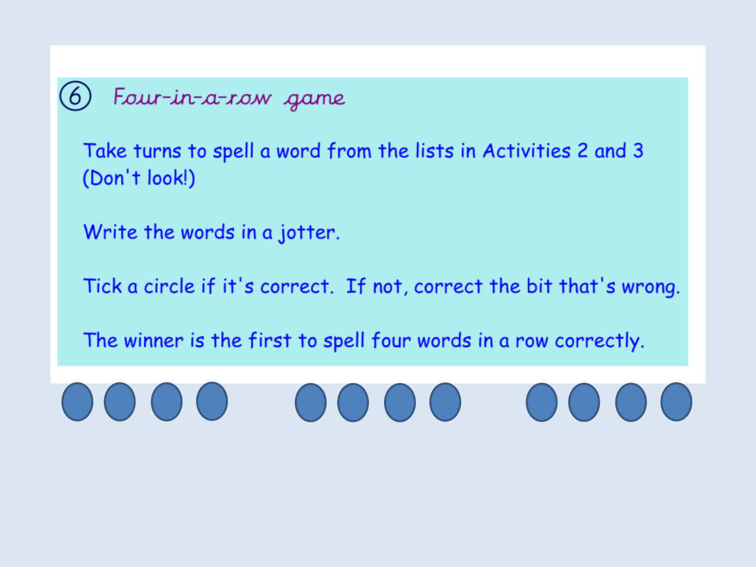## ⑥ Four-in-a-row game

Take turns to spell a word from the lists in Activities 2 and 3 (Don't look!)

Write the words in a jotter.

Tick a circle if it's correct. If not, correct the bit that's wrong.

The winner is the first to spell four words in a row correctly.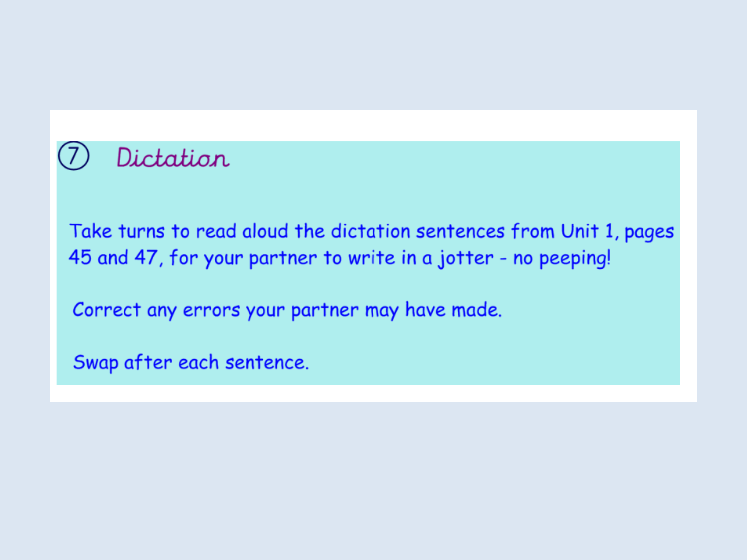## ⑦ Dictation

Take turns to read aloud the dictation sentences from Unit 1, pages 45 and 47, for your partner to write in a jotter - no peeping!

Correct any errors your partner may have made.

Swap after each sentence.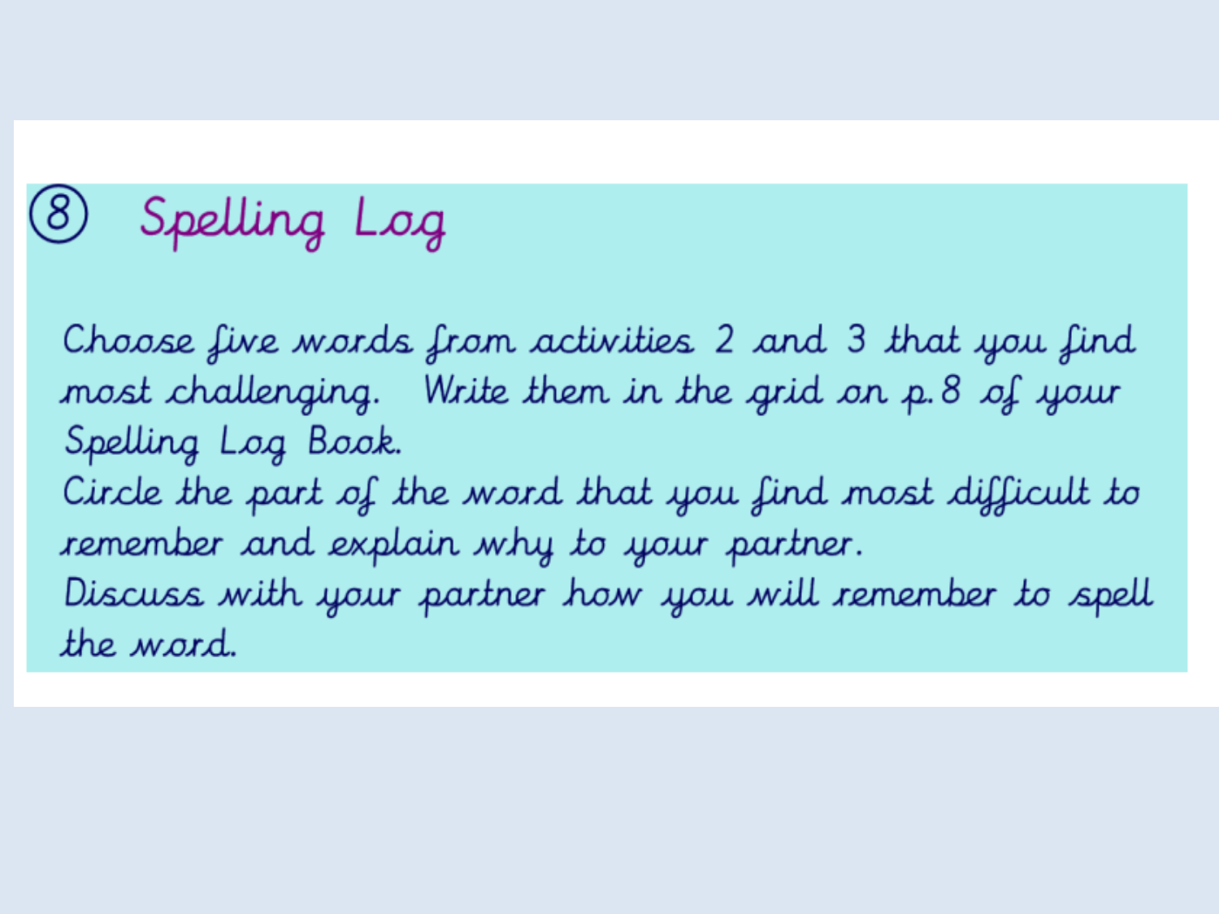## ⑧ Spelling Log

Choose five words from activities 2 and 3 that you find most challenging. Write them in the grid on p.8 of your Spelling Log Book.

Circle the part of the word that you find most difficult to remember and explain why to your partner.

Discuss with your partner how you will remember to spell the word.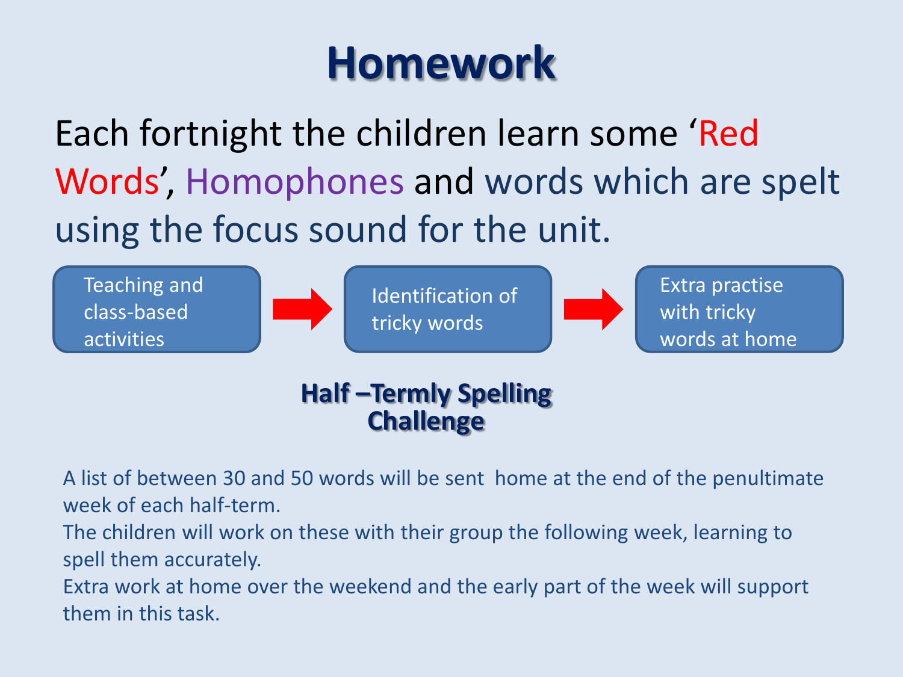# Homework

Each fortnight the children learn some 'Red Words', Homophones and words which are spelt using the focus sound for the unit.

Teaching and class-based activities → Identification of tricky words → Extra practise with tricky words at home

## Half –Termly Spelling Challenge

A list of between 30 and 50 words will be sent home at the end of the penultimate week of each half-term.

The children will work on these with their group the following week, learning to spell them accurately.

Extra work at home over the weekend and the early part of the week will support them in this task.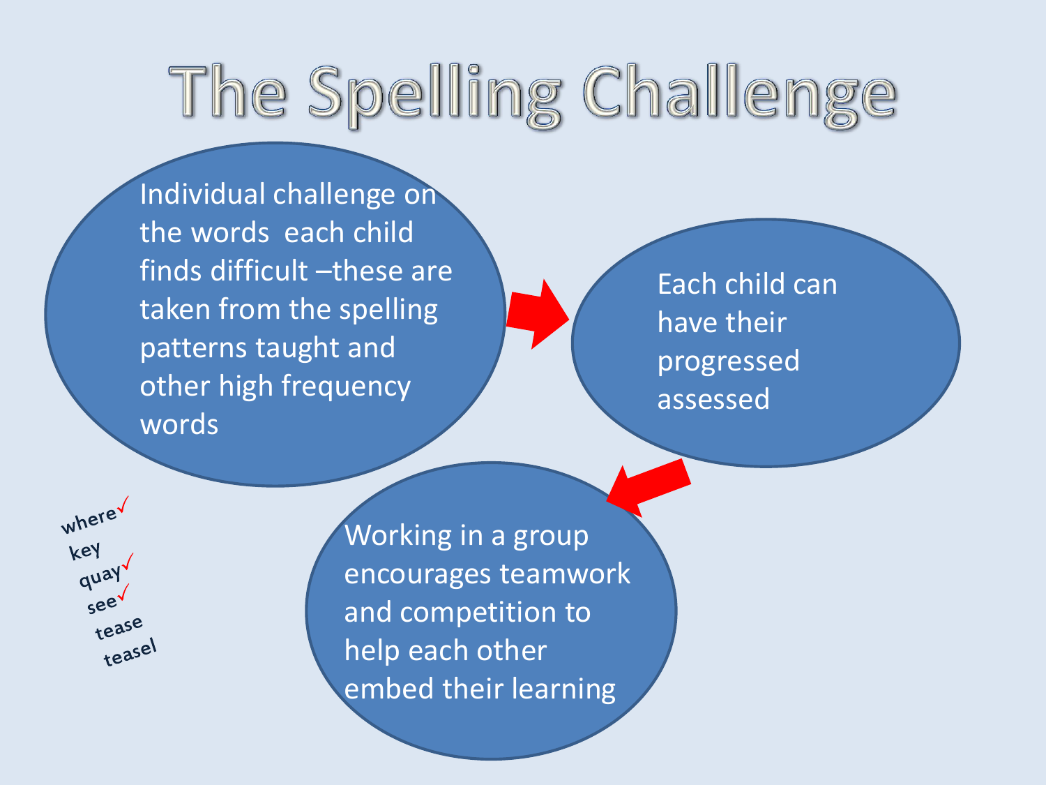# The Spelling Challenge

Individual challenge on the words each child finds difficult –these are taken from the spelling patterns taught and other high frequency words

Each child can have their progressed assessed

Working in a group encourages teamwork and competition to help each other embed their learning

where✓
key
quay✓
see✓
tease
teasel